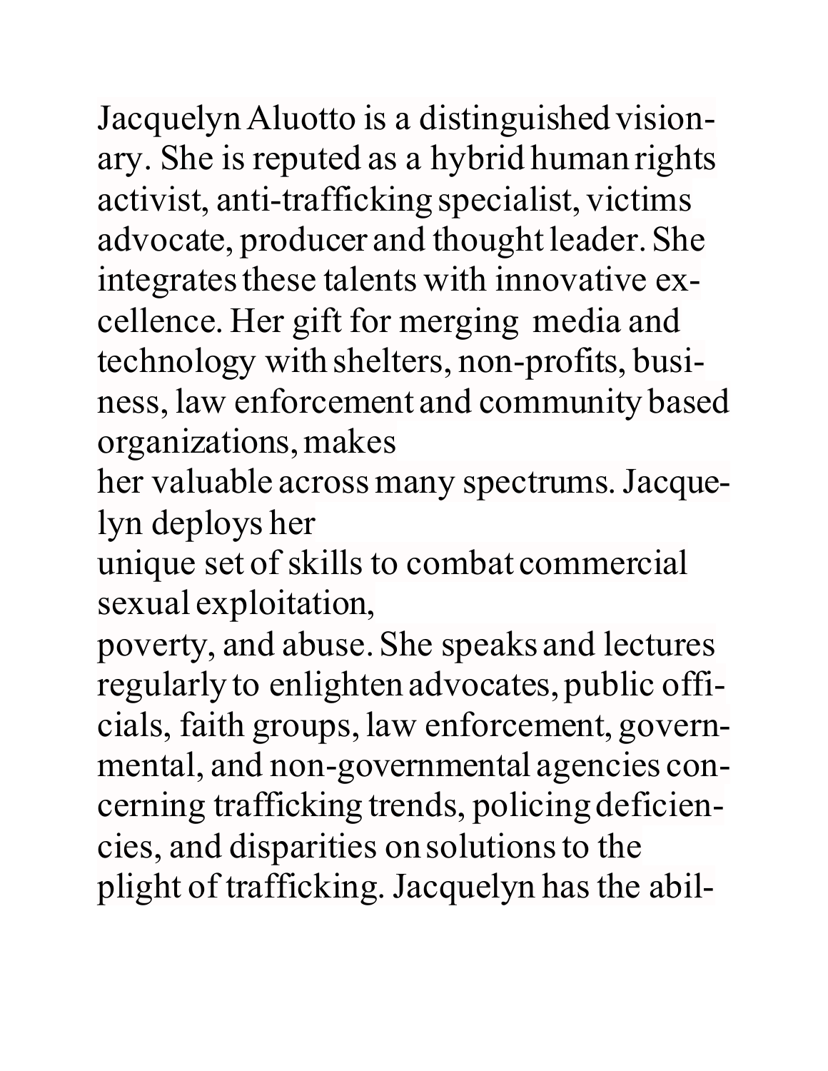Jacquelyn Aluotto is a distinguished visionary. She is reputed as a hybrid human rights activist, anti-trafficking specialist, victims advocate, producer and thought leader. She integrates these talents with innovative excellence. Her gift for merging media and technology with shelters, non-profits, business, law enforcement and community based organizations, makes her valuable across many spectrums. Jacquelyn deploys her unique set of skills to combat commercial sexual exploitation, poverty, and abuse. She speaks and lectures regularly to enlighten advocates, public officials, faith groups, law enforcement, governmental, and non-governmental agencies concerning trafficking trends, policing deficiencies, and disparities on solutions to the plight of trafficking. Jacquelyn has the abil-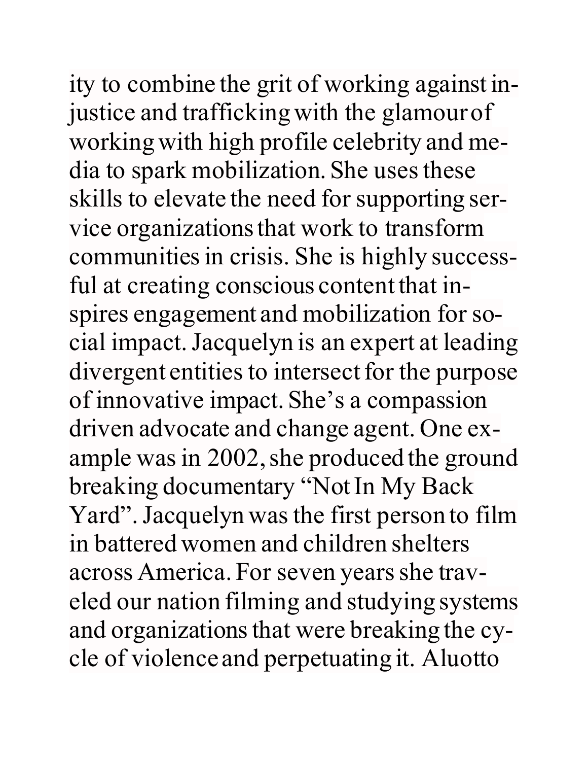ity to combine the grit of working against injustice and trafficking with the glamour of working with high profile celebrity and media to spark mobilization. She uses these skills to elevate the need for supporting service organizations that work to transform communities in crisis. She is highly successful at creating conscious content that inspires engagement and mobilization for social impact. Jacquelyn is an expert at leading divergent entities to intersect for the purpose of innovative impact. She's a compassion driven advocate and change agent. One example was in 2002, she produced the ground breaking documentary "Not In My Back Yard". Jacquelyn was the first person to film in battered women and children shelters across America. For seven years she traveled our nation filming and studying systems and organizations that were breaking the cycle of violence and perpetuating it. Aluotto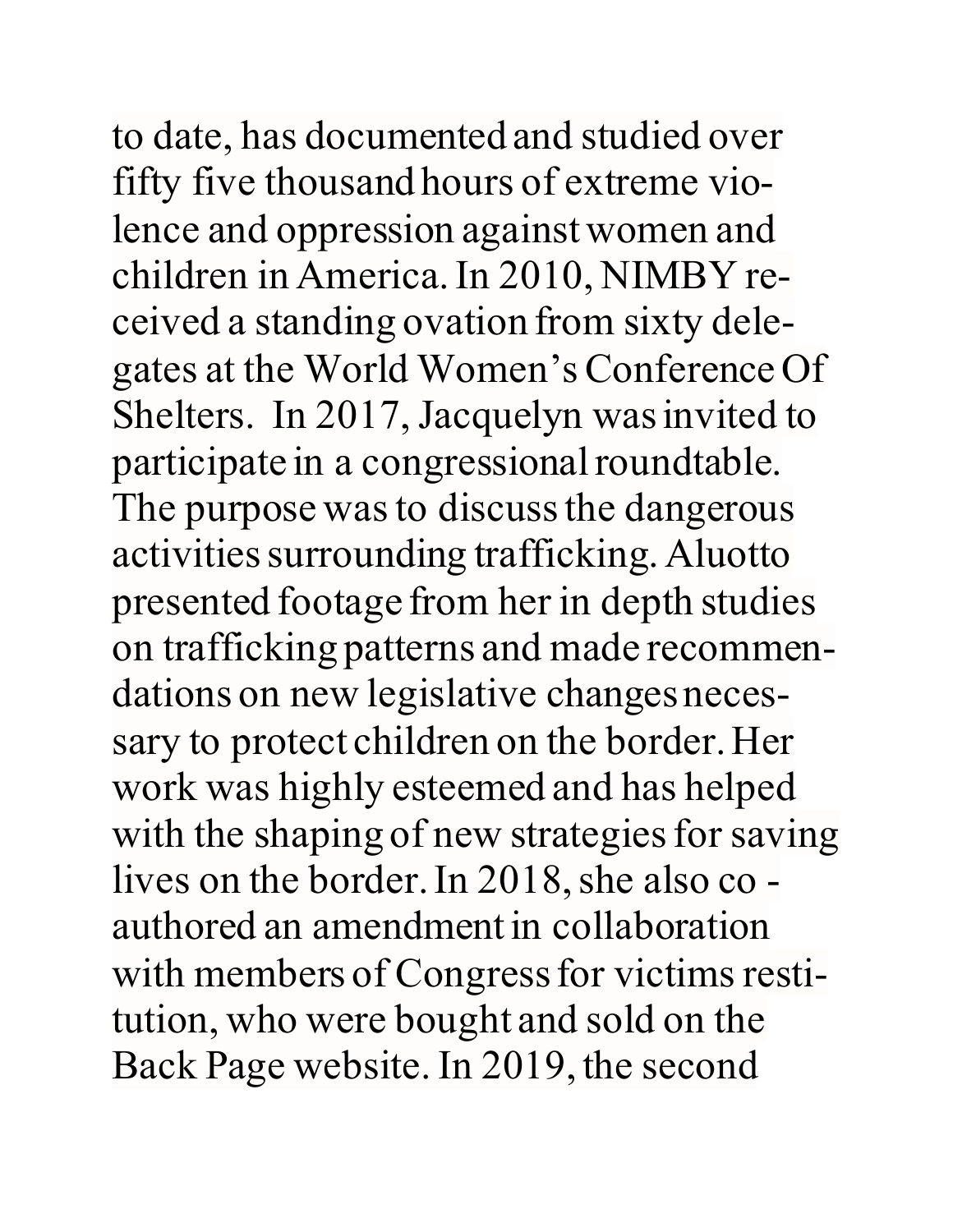to date, has documented and studied over fifty five thousand hours of extreme violence and oppression against women and children in America. In 2010, NIMBY received a standing ovation from sixty delegates at the World Women's Conference Of Shelters. In 2017, Jacquelyn was invited to participate in a congressional roundtable. The purpose was to discuss the dangerous activities surrounding trafficking. Aluotto presented footage from her in depth studies on trafficking patterns and made recommendations on new legislative changes necessary to protect children on the border. Her work was highly esteemed and has helped with the shaping of new strategies for saving lives on the border. In 2018, she also co - authored an amendment in collaboration with members of Congress for victims restitution, who were bought and sold on the Back Page website. In 2019, the second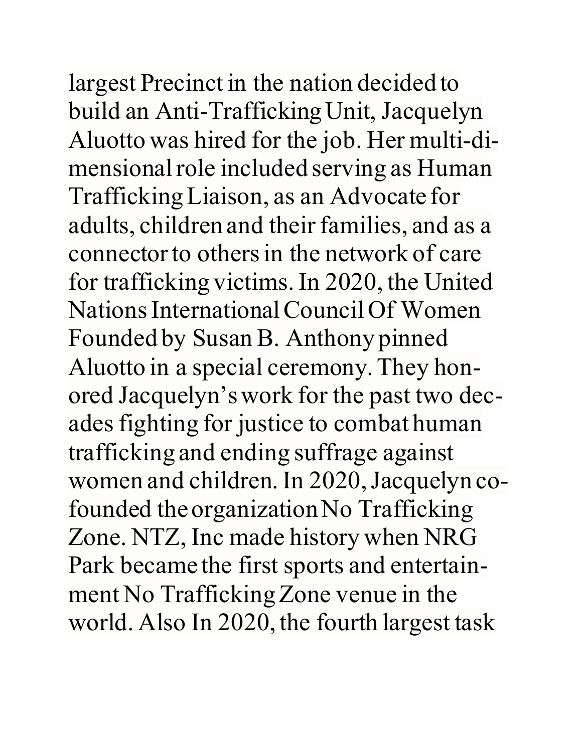largest Precinct in the nation decided to build an Anti-Trafficking Unit, Jacquelyn Aluotto was hired for the job. Her multi-dimensional role included serving as Human Trafficking Liaison, as an Advocate for adults, children and their families, and as a connector to others in the network of care for trafficking victims. In 2020, the United Nations International Council Of Women Founded by Susan B. Anthony pinned Aluotto in a special ceremony. They honored Jacquelyn's work for the past two decades fighting for justice to combat human trafficking and ending suffrage against women and children. In 2020, Jacquelyn co-founded the organization No Trafficking Zone. NTZ, Inc made history when NRG Park became the first sports and entertainment No Trafficking Zone venue in the world. Also In 2020, the fourth largest task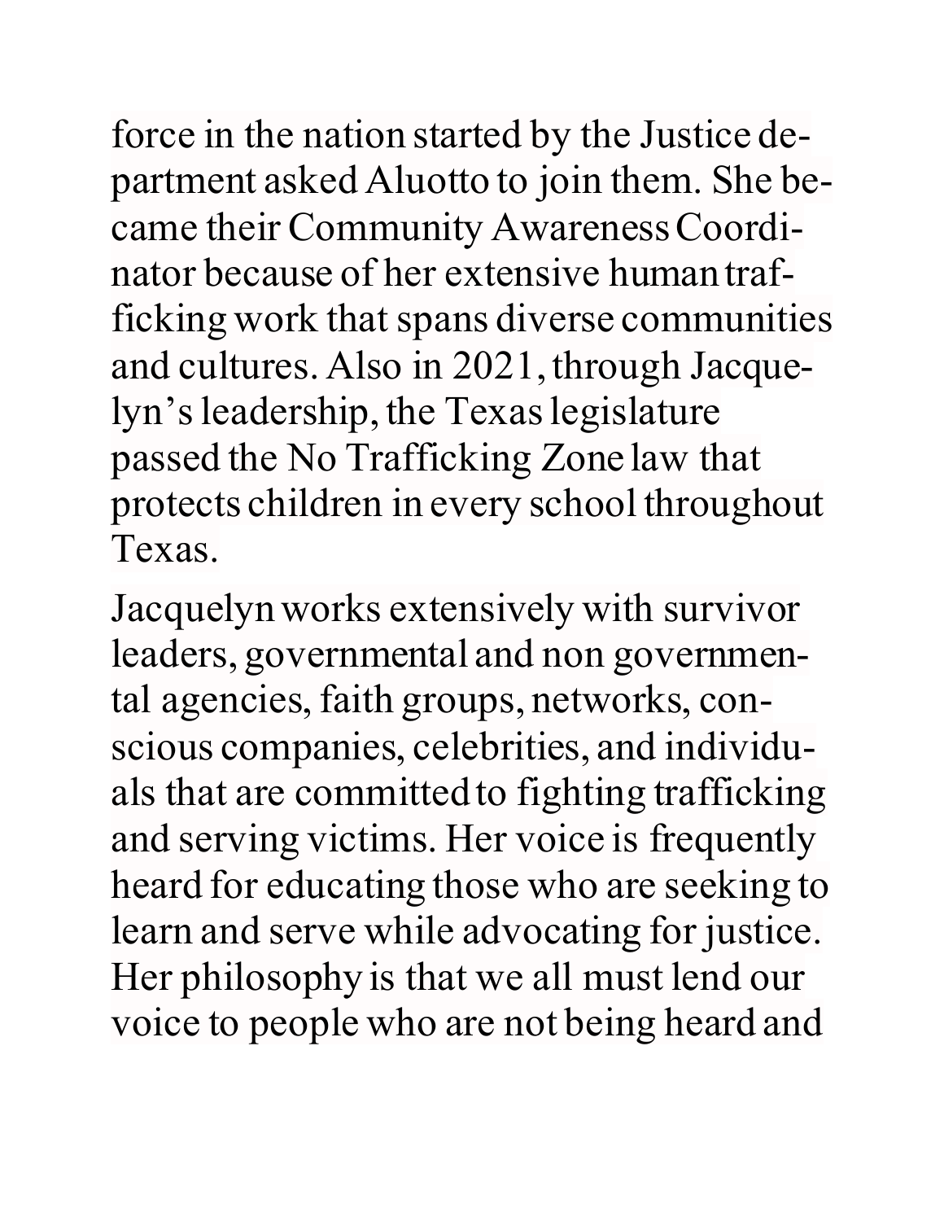force in the nation started by the Justice department asked Aluotto to join them. She became their Community Awareness Coordinator because of her extensive human trafficking work that spans diverse communities and cultures. Also in 2021, through Jacquelyn's leadership, the Texas legislature passed the No Trafficking Zone law that protects children in every school throughout Texas.

Jacquelyn works extensively with survivor leaders, governmental and non governmental agencies, faith groups, networks, conscious companies, celebrities, and individuals that are committed to fighting trafficking and serving victims. Her voice is frequently heard for educating those who are seeking to learn and serve while advocating for justice. Her philosophy is that we all must lend our voice to people who are not being heard and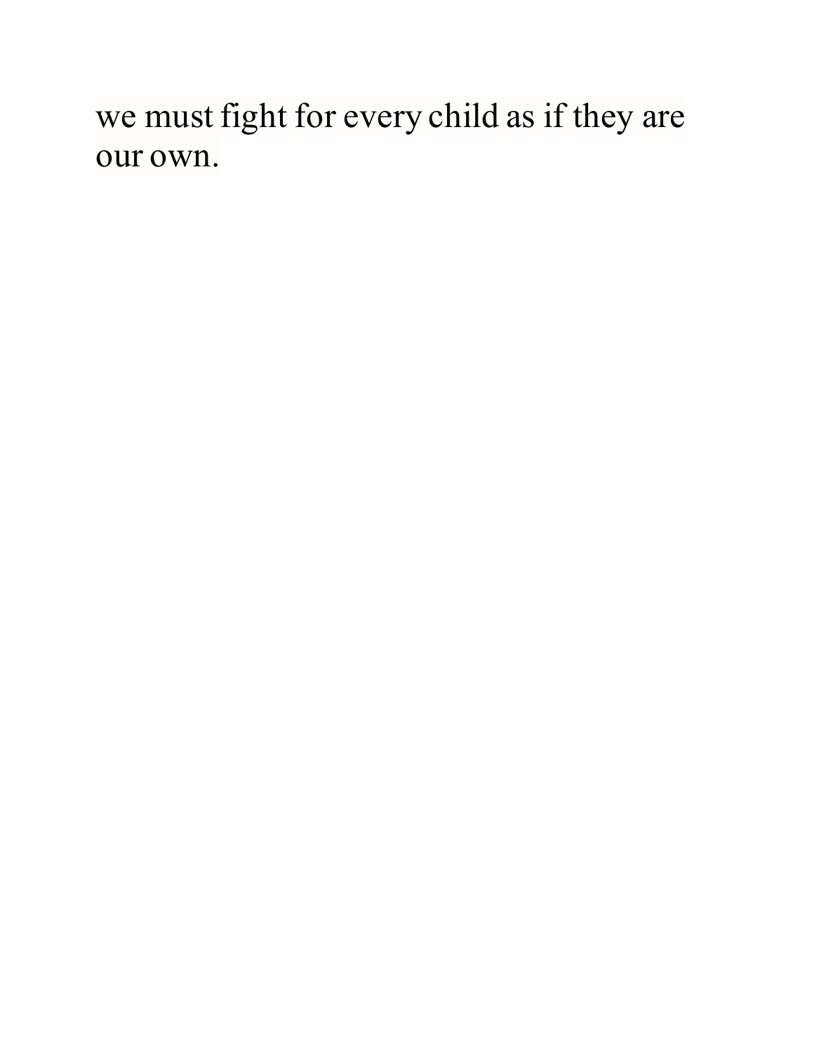we must fight for every child as if they are our own.